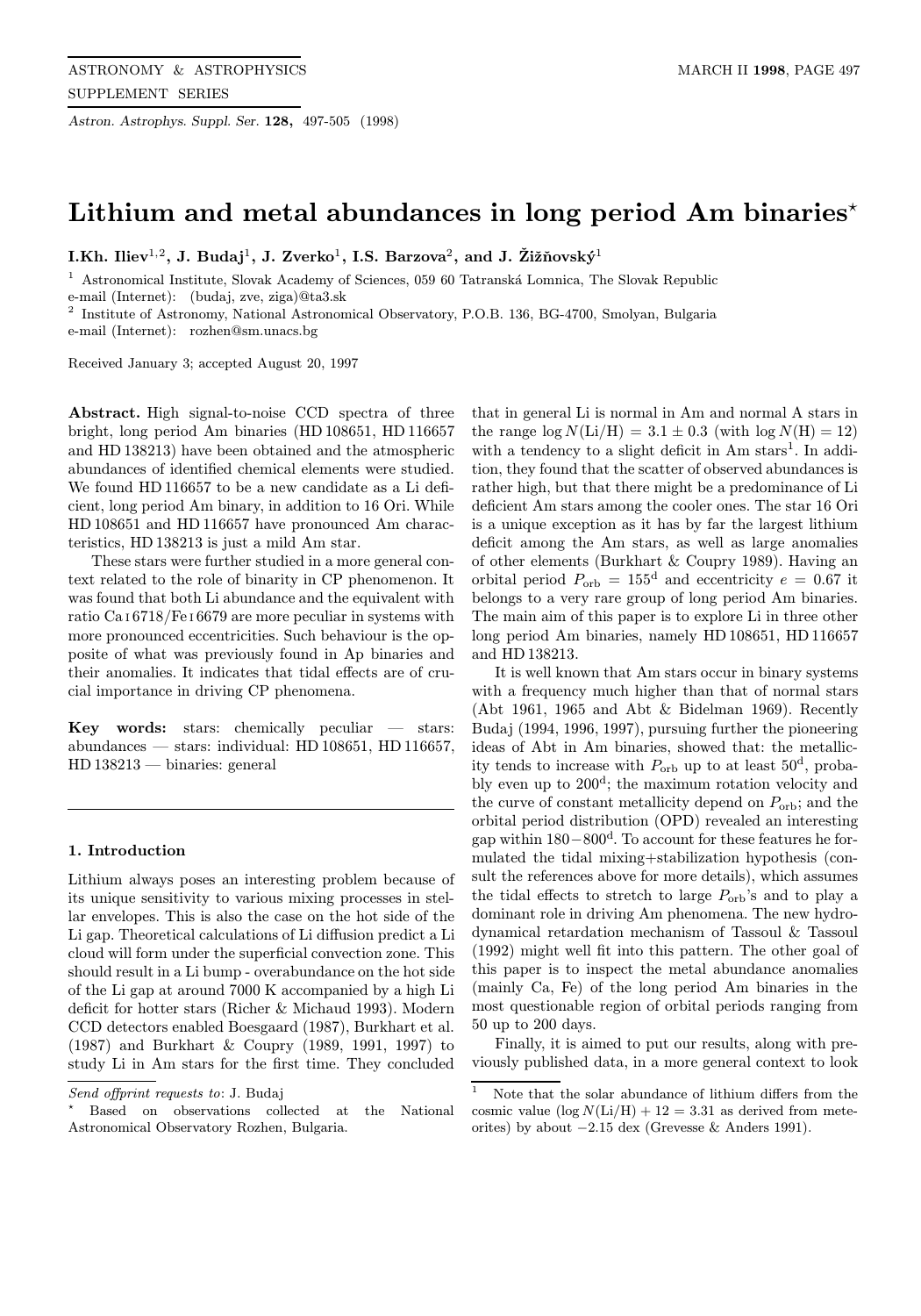# Lithium and metal abundances in long period Am binaries*

**I.Kh. Iliev[1,2], J. Budaj[1], J. Zverko[1], I.S. Barzova[2], and J. Žižňovský[1]**

[1] Astronomical Institute, Slovak Academy of Sciences, 059 60 Tatranská Lomnica, The Slovak Republic
e-mail (Internet): (budaj, zve, ziga)@ta3.sk

[2] Institute of Astronomy, National Astronomical Observatory, P.O.B. 136, BG-4700, Smolyan, Bulgaria
e-mail (Internet): rozhen@sm.unacs.bg

Received January 3; accepted August 20, 1997

**Abstract.** High signal-to-noise CCD spectra of three bright, long period Am binaries (HD 108651, HD 116657 and HD 138213) have been obtained and the atmospheric abundances of identified chemical elements were studied. We found HD 116657 to be a new candidate as a Li deficient, long period Am binary, in addition to 16 Ori. While HD 108651 and HD 116657 have pronounced Am characteristics, HD 138213 is just a mild Am star.

These stars were further studied in a more general context related to the role of binarity in CP phenomenon. It was found that both Li abundance and the equivalent with ratio Ca I 6718/Fe I 6679 are more peculiar in systems with more pronounced eccentricities. Such behaviour is the opposite of what was previously found in Ap binaries and their anomalies. It indicates that tidal effects are of crucial importance in driving CP phenomena.

**Key words:** stars: chemically peculiar — stars: abundances — stars: individual: HD 108651, HD 116657, HD 138213 — binaries: general

## 1. Introduction

Lithium always poses an interesting problem because of its unique sensitivity to various mixing processes in stellar envelopes. This is also the case on the hot side of the Li gap. Theoretical calculations of Li diffusion predict a Li cloud will form under the superficial convection zone. This should result in a Li bump - overabundance on the hot side of the Li gap at around 7000 K accompanied by a high Li deficit for hotter stars (Richer & Michaud 1993). Modern CCD detectors enabled Boesgaard (1987), Burkhart et al. (1987) and Burkhart & Coupry (1989, 1991, 1997) to study Li in Am stars for the first time. They concluded that in general Li is normal in Am and normal A stars in the range $\log N(\mathrm{Li/H}) = 3.1 \pm 0.3$ (with $\log N(\mathrm{H}) = 12$) with a tendency to a slight deficit in Am stars[1]. In addition, they found that the scatter of observed abundances is rather high, but that there might be a predominance of Li deficient Am stars among the cooler ones. The star 16 Ori is a unique exception as it has by far the largest lithium deficit among the Am stars, as well as large anomalies of other elements (Burkhart & Coupry 1989). Having an orbital period $P_{\mathrm{orb}} = 155^{\mathrm{d}}$ and eccentricity $e = 0.67$ it belongs to a very rare group of long period Am binaries. The main aim of this paper is to explore Li in three other long period Am binaries, namely HD 108651, HD 116657 and HD 138213.

It is well known that Am stars occur in binary systems with a frequency much higher than that of normal stars (Abt 1961, 1965 and Abt & Bidelman 1969). Recently Budaj (1994, 1996, 1997), pursuing further the pioneering ideas of Abt in Am binaries, showed that: the metallicity tends to increase with $P_{\mathrm{orb}}$ up to at least $50^{\mathrm{d}}$, probably even up to $200^{\mathrm{d}}$; the maximum rotation velocity and the curve of constant metallicity depend on $P_{\mathrm{orb}}$; and the orbital period distribution (OPD) revealed an interesting gap within $180-800^{\mathrm{d}}$. To account for these features he formulated the tidal mixing+stabilization hypothesis (consult the references above for more details), which assumes the tidal effects to stretch to large $P_{\mathrm{orb}}$'s and to play a dominant role in driving Am phenomena. The new hydrodynamical retardation mechanism of Tassoul & Tassoul (1992) might well fit into this pattern. The other goal of this paper is to inspect the metal abundance anomalies (mainly Ca, Fe) of the long period Am binaries in the most questionable region of orbital periods ranging from 50 up to 200 days.

Finally, it is aimed to put our results, along with previously published data, in a more general context to look

---

Send offprint requests to: J. Budaj

* Based on observations collected at the National Astronomical Observatory Rozhen, Bulgaria.

[1] Note that the solar abundance of lithium differs from the cosmic value ($\log N(\mathrm{Li/H}) + 12 = 3.31$ as derived from meteorites) by about $-2.15$ dex (Grevesse & Anders 1991).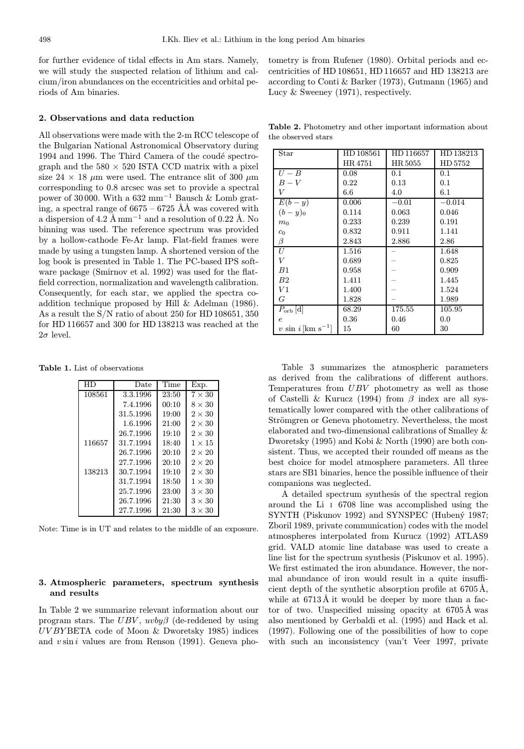for further evidence of tidal effects in Am stars. Namely, we will study the suspected relation of lithium and calcium/iron abundances on the eccentricities and orbital periods of Am binaries.

## 2. Observations and data reduction

All observations were made with the 2-m RCC telescope of the Bulgarian National Astronomical Observatory during 1994 and 1996. The Third Camera of the coudé spectrograph and the 580 × 520 ISTA CCD matrix with a pixel size 24 × 18 $\mu$m were used. The entrance slit of 300 $\mu$m corresponding to 0.8 arcsec was set to provide a spectral power of 30 000. With a 632 $mm^{-1}$ Bausch & Lomb grating, a spectral range of 6675 – 6725 ÅÅ was covered with a dispersion of 4.2 Å $mm^{-1}$ and a resolution of 0.22 Å. No binning was used. The reference spectrum was provided by a hollow-cathode Fe-Ar lamp. Flat-field frames were made by using a tungsten lamp. A shortened version of the log book is presented in Table 1. The PC-based IPS software package (Smirnov et al. 1992) was used for the flat-field correction, normalization and wavelength calibration. Consequently, for each star, we applied the spectra co-addition technique proposed by Hill & Adelman (1986). As a result the S/N ratio of about 250 for HD 108651, 350 for HD 116657 and 300 for HD 138213 was reached at the $2\sigma$ level.

**Table 1.** List of observations

| HD | Date | Time | Exp. |
|---|---|---|---|
| 108561 | 3.3.1996 | 23:50 | 7 × 30 |
| | 7.4.1996 | 00:10 | 8 × 30 |
| | 31.5.1996 | 19:00 | 2 × 30 |
| | 1.6.1996 | 21:00 | 2 × 30 |
| | 26.7.1996 | 19:10 | 2 × 30 |
| 116657 | 31.7.1994 | 18:40 | 1 × 15 |
| | 26.7.1996 | 20:10 | 2 × 20 |
| | 27.7.1996 | 20:10 | 2 × 20 |
| 138213 | 30.7.1994 | 19:10 | 2 × 30 |
| | 31.7.1994 | 18:50 | 1 × 30 |
| | 25.7.1996 | 23:00 | 3 × 30 |
| | 26.7.1996 | 21:30 | 3 × 30 |
| | 27.7.1996 | 21:30 | 3 × 30 |

Note: Time is in UT and relates to the middle of an exposure.

## 3. Atmospheric parameters, spectrum synthesis and results

In Table 2 we summarize relevant information about our program stars. The *UBV*, *uvby*$\beta$ (de-reddened by using *UVBY*BETA code of Moon & Dworetsky 1985) indices and $v \sin i$ values are from Renson (1991). Geneva photometry is from Rufener (1980). Orbital periods and eccentricities of HD 108651, HD 116657 and HD 138213 are according to Conti & Barker (1973), Gutmann (1965) and Lucy & Sweeney (1971), respectively.

**Table 2.** Photometry and other important information about the observed stars

| Star | HD 108561 HR 4751 | HD 116657 HR 5055 | HD 138213 HD 5752 |
|---|---|---|---|
| $U-B$ | 0.08 | 0.1 | 0.1 |
| $B-V$ | 0.22 | 0.13 | 0.1 |
| $V$ | 6.6 | 4.0 | 6.1 |
| $E(b-y)$ | 0.006 | −0.01 | −0.014 |
| $(b-y)_0$ | 0.114 | 0.063 | 0.046 |
| $m_0$ | 0.233 | 0.239 | 0.191 |
| $c_0$ | 0.832 | 0.911 | 1.141 |
| $\beta$ | 2.843 | 2.886 | 2.86 |
| $U$ | 1.516 | – | 1.648 |
| $V$ | 0.689 | – | 0.825 |
| $B1$ | 0.958 | – | 0.909 |
| $B2$ | 1.411 | – | 1.445 |
| $V1$ | 1.400 | – | 1.524 |
| $G$ | 1.828 | – | 1.989 |
| $P_{\rm orb}$ [d] | 68.29 | 175.55 | 105.95 |
| $e$ | 0.36 | 0.46 | 0.0 |
| $v \sin i$ [km $s^{-1}$] | 15 | 60 | 30 |

Table 3 summarizes the atmospheric parameters as derived from the calibrations of different authors. Temperatures from *UBV* photometry as well as those of Castelli & Kurucz (1994) from $\beta$ index are all systematically lower compared with the other calibrations of Strömgren or Geneva photometry. Nevertheless, the most elaborated and two-dimensional calibrations of Smalley & Dworetsky (1995) and Kobi & North (1990) are both consistent. Thus, we accepted their rounded off means as the best choice for model atmosphere parameters. All three stars are SB1 binaries, hence the possible influence of their companions was neglected.

A detailed spectrum synthesis of the spectral region around the Li I 6708 line was accomplished using the SYNTH (Piskunov 1992) and SYNSPEC (Hubený 1987; Zboril 1989, private communication) codes with the model atmospheres interpolated from Kurucz (1992) ATLAS9 grid. VALD atomic line database was used to create a line list for the spectrum synthesis (Piskunov et al. 1995). We first estimated the iron abundance. However, the normal abundance of iron would result in a quite insufficient depth of the synthetic absorption profile at 6705 Å, while at 6713 Å it would be deeper by more than a factor of two. Unspecified missing opacity at 6705 Å was also mentioned by Gerbaldi et al. (1995) and Hack et al. (1997). Following one of the possibilities of how to cope with such an inconsistency (van't Veer 1997, private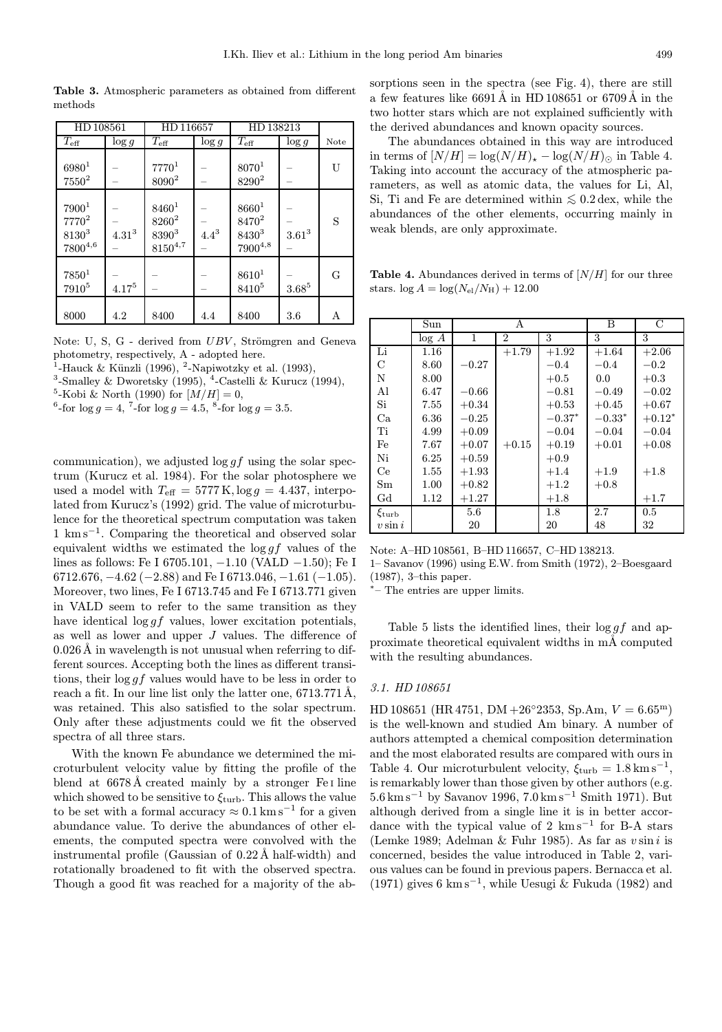**Table 3.** Atmospheric parameters as obtained from different methods

| HD 108561 | | HD 116657 | | HD 138213 | | |
|---|---|---|---|---|---|---|
| $T_{\rm eff}$ | $\log g$ | $T_{\rm eff}$ | $\log g$ | $T_{\rm eff}$ | $\log g$ | Note |
| 6980[1] | – | 7770[1] | – | 8070[1] | – | U |
| 7550[2] | – | 8090[2] | – | 8290[2] | – | |
| 7900[1] | – | 8460[1] | – | 8660[1] | – | S |
| 7770[2] | – | 8260[2] | – | 8470[2] | – | |
| 8130[3] | 4.31[3] | 8390[3] | 4.4[3] | 8430[3] | 3.61[3] | |
| 7800[4,6] | – | 8150[4,7] | – | 7900[4,8] | – | |
| 7850[1] | – | – | – | 8610[1] | – | G |
| 7910[5] | 4.17[5] | – | – | 8410[5] | 3.68[5] | |
| 8000 | 4.2 | 8400 | 4.4 | 8400 | 3.6 | A |

Note: U, S, G - derived from *UBV*, Strömgren and Geneva photometry, respectively, A - adopted here.
[1]-Hauck & Künzli (1996), [2]-Napiwotzky et al. (1993),
[3]-Smalley & Dworetsky (1995), [4]-Castelli & Kurucz (1994),
[5]-Kobi & North (1990) for $[M/H] = 0$,
[6]-for $\log g = 4$, [7]-for $\log g = 4.5$, [8]-for $\log g = 3.5$.

communication), we adjusted $\log gf$ using the solar spectrum (Kurucz et al. 1984). For the solar photosphere we used a model with $T_{\rm eff} = 5777$ K, $\log g = 4.437$, interpolated from Kurucz's (1992) grid. The value of microturbulence for the theoretical spectrum computation was taken 1 km s$^{-1}$. Comparing the theoretical and observed solar equivalent widths we estimated the $\log gf$ values of the lines as follows: Fe I 6705.101, $-1.10$ (VALD $-1.50$); Fe I 6712.676, $-4.62$ ($-2.88$) and Fe I 6713.046, $-1.61$ ($-1.05$). Moreover, two lines, Fe I 6713.745 and Fe I 6713.771 given in VALD seem to refer to the same transition as they have identical $\log gf$ values, lower excitation potentials, as well as lower and upper $J$ values. The difference of 0.026 Å in wavelength is not unusual when referring to different sources. Accepting both the lines as different transitions, their $\log gf$ values would have to be less in order to reach a fit. In our line list only the latter one, 6713.771 Å, was retained. This also satisfied to the solar spectrum. Only after these adjustments could we fit the observed spectra of all three stars.

With the known Fe abundance we determined the microturbulent velocity value by fitting the profile of the blend at 6678 Å created mainly by a stronger Fe I line which showed to be sensitive to $\xi_{\rm turb}$. This allows the value to be set with a formal accuracy $\approx 0.1$ km s$^{-1}$ for a given abundance value. To derive the abundances of other elements, the computed spectra were convolved with the instrumental profile (Gaussian of 0.22 Å half-width) and rotationally broadened to fit with the observed spectra. Though a good fit was reached for a majority of the absorptions seen in the spectra (see Fig. 4), there are still a few features like 6691 Å in HD 108651 or 6709 Å in the two hotter stars which are not explained sufficiently with the derived abundances and known opacity sources.

The abundances obtained in this way are introduced in terms of $[N/H] = \log(N/H)_\star - \log(N/H)_\odot$ in Table 4. Taking into account the accuracy of the atmospheric parameters, as well as atomic data, the values for Li, Al, Si, Ti and Fe are determined within $\lesssim 0.2$ dex, while the abundances of the other elements, occurring mainly in weak blends, are only approximate.

**Table 4.** Abundances derived in terms of $[N/H]$ for our three stars. $\log A = \log(N_{\rm el}/N_{\rm H}) + 12.00$

| | Sun | A | | | B | C |
|---|---|---|---|---|---|---|
| | $\log A$ | 1 | 2 | 3 | 3 | 3 |
| Li | 1.16 | | +1.79 | +1.92 | +1.64 | +2.06 |
| C | 8.60 | −0.27 | | −0.4 | −0.4 | −0.2 |
| N | 8.00 | | | +0.5 | 0.0 | +0.3 |
| Al | 6.47 | −0.66 | | −0.81 | −0.49 | −0.02 |
| Si | 7.55 | +0.34 | | +0.53 | +0.45 | +0.67 |
| Ca | 6.36 | −0.25 | | −0.37* | −0.33* | +0.12* |
| Ti | 4.99 | +0.09 | | −0.04 | −0.04 | −0.04 |
| Fe | 7.67 | +0.07 | +0.15 | +0.19 | +0.01 | +0.08 |
| Ni | 6.25 | +0.59 | | +0.9 | | |
| Ce | 1.55 | +1.93 | | +1.4 | +1.9 | +1.8 |
| Sm | 1.00 | +0.82 | | +1.2 | +0.8 | |
| Gd | 1.12 | +1.27 | | +1.8 | | +1.7 |
| $\xi_{\rm turb}$ | | 5.6 | | 1.8 | 2.7 | 0.5 |
| $v \sin i$ | | 20 | | 20 | 48 | 32 |

Note: A–HD 108561, B–HD 116657, C–HD 138213.
1– Savanov (1996) using E.W. from Smith (1972), 2–Boesgaard (1987), 3–this paper.
*– The entries are upper limits.

Table 5 lists the identified lines, their $\log gf$ and approximate theoretical equivalent widths in mÅ computed with the resulting abundances.

### 3.1. HD 108651

HD 108651 (HR 4751, DM +26°2353, Sp.Am, $V = 6.65^{\rm m}$) is the well-known and studied Am binary. A number of authors attempted a chemical composition determination and the most elaborated results are compared with ours in Table 4. Our microturbulent velocity, $\xi_{\rm turb} = 1.8$ km s$^{-1}$, is remarkably lower than those given by other authors (e.g. 5.6 km s$^{-1}$ by Savanov 1996, 7.0 km s$^{-1}$ Smith 1971). But although derived from a single line it is in better accordance with the typical value of 2 km s$^{-1}$ for B-A stars (Lemke 1989; Adelman & Fuhr 1985). As far as $v \sin i$ is concerned, besides the value introduced in Table 2, various values can be found in previous papers. Bernacca et al. (1971) gives 6 km s$^{-1}$, while Uesugi & Fukuda (1982) and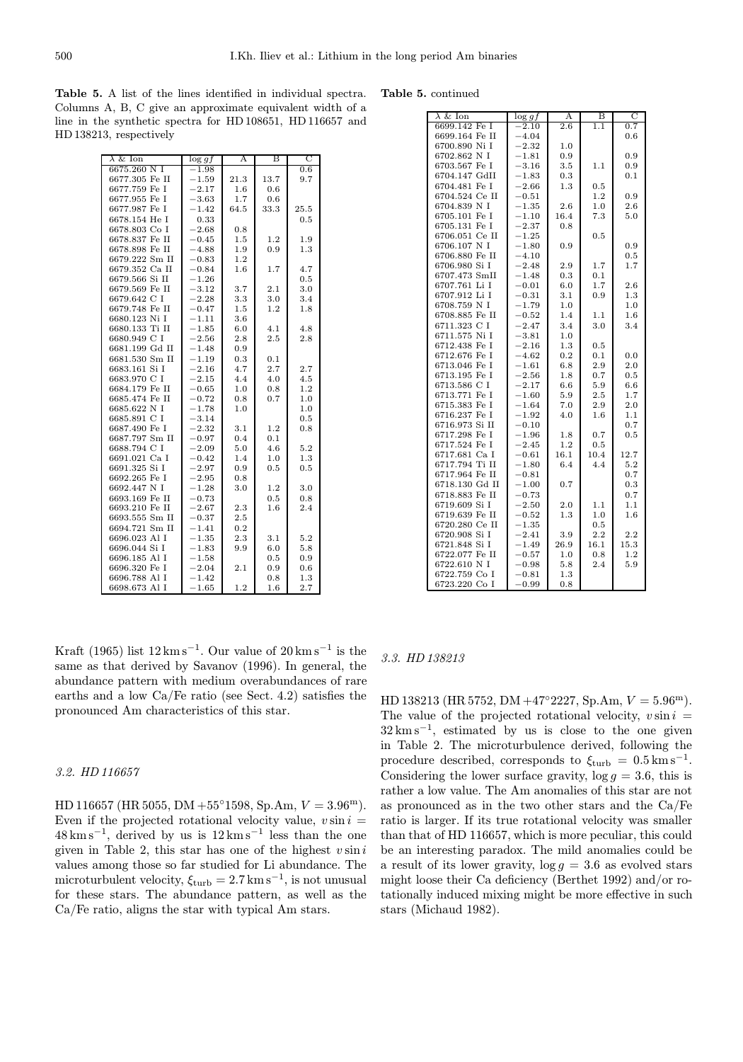**Table 5.** A list of the lines identified in individual spectra. Columns A, B, C give an approximate equivalent width of a line in the synthetic spectra for HD 108651, HD 116657 and HD 138213, respectively

| λ & Ion | log $gf$ | A | B | C |
|---|---|---|---|---|
| 6675.260 N I | −1.98 | | | 0.6 |
| 6677.305 Fe II | −1.59 | 21.3 | 13.7 | 9.7 |
| 6677.759 Fe I | −2.17 | 1.6 | 0.6 | |
| 6677.955 Fe I | −3.63 | 1.7 | 0.6 | |
| 6677.987 Fe I | −1.42 | 64.5 | 33.3 | 25.5 |
| 6678.154 He I | 0.33 | | | 0.5 |
| 6678.803 Co I | −2.68 | 0.8 | | |
| 6678.837 Fe II | −0.45 | 1.5 | 1.2 | 1.9 |
| 6678.898 Fe II | −4.88 | 1.9 | 0.9 | 1.3 |
| 6679.222 Sm II | −0.83 | 1.2 | | |
| 6679.352 Ca II | −0.84 | 1.6 | 1.7 | 4.7 |
| 6679.566 Si II | −1.26 | | | 0.5 |
| 6679.569 Fe II | −3.12 | 3.7 | 2.1 | 3.0 |
| 6679.642 C I | −2.28 | 3.3 | 3.0 | 3.4 |
| 6679.748 Fe II | −0.47 | 1.5 | 1.2 | 1.8 |
| 6680.123 Ni I | −1.11 | 3.6 | | |
| 6680.133 Ti II | −1.85 | 6.0 | 4.1 | 4.8 |
| 6680.949 C I | −2.56 | 2.8 | 2.5 | 2.8 |
| 6681.199 Gd II | −1.48 | 0.9 | | |
| 6681.530 Sm II | −1.19 | 0.3 | 0.1 | |
| 6683.161 Si I | −2.16 | 4.7 | 2.7 | 2.7 |
| 6683.970 C I | −2.15 | 4.4 | 4.0 | 4.5 |
| 6684.179 Fe II | −0.65 | 1.0 | 0.8 | 1.2 |
| 6685.474 Fe II | −0.72 | 0.8 | 0.7 | 1.0 |
| 6685.622 N I | −1.78 | 1.0 | | 1.0 |
| 6685.891 C I | −3.14 | | | 0.5 |
| 6687.490 Fe I | −2.32 | 3.1 | 1.2 | 0.8 |
| 6687.797 Sm II | −0.97 | 0.4 | 0.1 | |
| 6688.794 C I | −2.09 | 5.0 | 4.6 | 5.2 |
| 6691.021 Ca I | −0.42 | 1.4 | 1.0 | 1.3 |
| 6691.325 Si I | −2.97 | 0.9 | 0.5 | 0.5 |
| 6692.265 Fe I | −2.95 | 0.8 | | |
| 6692.447 N I | −1.28 | 3.0 | 1.2 | 3.0 |
| 6693.169 Fe II | −0.73 | | 0.5 | 0.8 |
| 6693.210 Fe II | −2.67 | 2.3 | 1.6 | 2.4 |
| 6693.555 Sm II | −0.37 | 2.5 | | |
| 6694.721 Sm II | −1.41 | 0.2 | | |
| 6696.023 Al I | −1.35 | 2.3 | 3.1 | 5.2 |
| 6696.044 Si I | −1.83 | 9.9 | 6.0 | 5.8 |
| 6696.185 Al I | −1.58 | | 0.5 | 0.9 |
| 6696.320 Fe I | −2.04 | 2.1 | 0.9 | 0.6 |
| 6696.788 Al I | −1.42 | | 0.8 | 1.3 |
| 6698.673 Al I | −1.65 | 1.2 | 1.6 | 2.7 |
| 6699.142 Fe I | −2.10 | 2.6 | 1.1 | 0.7 |
| 6699.164 Fe II | −4.04 | | | 0.6 |
| 6700.890 Ni I | −2.32 | 1.0 | | |
| 6702.862 N I | −1.81 | 0.9 | | 0.9 |
| 6703.567 Fe I | −3.16 | 3.5 | 1.1 | 0.9 |
| 6704.147 GdII | −1.83 | 0.3 | | 0.1 |
| 6704.481 Fe I | −2.66 | 1.3 | 0.5 | |
| 6704.524 Ce II | −0.51 | | 1.2 | 0.9 |
| 6704.839 N I | −1.35 | 2.6 | 1.0 | 2.6 |
| 6705.101 Fe I | −1.10 | 16.4 | 7.3 | 5.0 |
| 6705.131 Fe I | −2.37 | 0.8 | | |
| 6706.051 Ce II | −1.25 | | 0.5 | |
| 6706.107 N I | −1.80 | 0.9 | | 0.9 |
| 6706.880 Fe II | −4.10 | | | 0.5 |
| 6706.980 Si I | −2.48 | 2.9 | 1.7 | 1.7 |
| 6707.473 SmII | −1.48 | 0.3 | 0.1 | |
| 6707.761 Li I | −0.01 | 6.0 | 1.7 | 2.6 |
| 6707.912 Li I | −0.31 | 3.1 | 0.9 | 1.3 |
| 6708.759 N I | −1.79 | 1.0 | | 1.0 |
| 6708.885 Fe II | −0.52 | 1.4 | 1.1 | 1.6 |
| 6711.323 C I | −2.47 | 3.4 | 3.0 | 3.4 |
| 6711.575 Ni I | −3.81 | 1.0 | | |
| 6712.438 Fe I | −2.16 | 1.3 | 0.5 | |
| 6712.676 Fe I | −4.62 | 0.2 | 0.1 | 0.0 |
| 6713.046 Fe I | −1.61 | 6.8 | 2.9 | 2.0 |
| 6713.195 Fe I | −2.56 | 1.8 | 0.7 | 0.5 |
| 6713.586 C I | −2.17 | 6.6 | 5.9 | 6.6 |
| 6713.771 Fe I | −1.60 | 5.9 | 2.5 | 1.7 |
| 6715.383 Fe I | −1.64 | 7.0 | 2.9 | 2.0 |
| 6716.237 Fe I | −1.92 | 4.0 | 1.6 | 1.1 |
| 6716.973 Si II | −0.10 | | | 0.7 |
| 6717.298 Fe I | −1.96 | 1.8 | 0.7 | 0.5 |
| 6717.524 Fe I | −2.45 | 1.2 | 0.5 | |
| 6717.681 Ca I | −0.61 | 16.1 | 10.4 | 12.7 |
| 6717.794 Ti II | −1.80 | 6.4 | 4.4 | 5.2 |
| 6717.964 Fe II | −0.81 | | | 0.7 |
| 6718.130 Gd II | −1.00 | 0.7 | | 0.3 |
| 6718.883 Fe II | −0.73 | | | 0.7 |
| 6719.609 Si I | −2.50 | 2.0 | 1.1 | 1.1 |
| 6719.639 Fe II | −0.52 | 1.3 | 1.0 | 1.6 |
| 6720.280 Ce II | −1.35 | | 0.5 | |
| 6720.908 Si I | −2.41 | 3.9 | 2.2 | 2.2 |
| 6721.848 Si I | −1.49 | 26.9 | 16.1 | 15.3 |
| 6722.077 Fe II | −0.57 | 1.0 | 0.8 | 1.2 |
| 6722.610 N I | −0.98 | 5.8 | 2.4 | 5.9 |
| 6722.759 Co I | −0.81 | 1.3 | | |
| 6723.220 Co I | −0.99 | 0.8 | | |

Kraft (1965) list $12\,\mathrm{km\,s^{-1}}$. Our value of $20\,\mathrm{km\,s^{-1}}$ is the same as that derived by Savanov (1996). In general, the abundance pattern with medium overabundances of rare earths and a low Ca/Fe ratio (see Sect. 4.2) satisfies the pronounced Am characteristics of this star.

### *3.2. HD 116657*

HD 116657 (HR 5055, DM +55°1598, Sp.Am, $V = 3.96^{\mathrm{m}}$). Even if the projected rotational velocity value, $v \sin i = 48\,\mathrm{km\,s^{-1}}$, derived by us is $12\,\mathrm{km\,s^{-1}}$ less than the one given in Table 2, this star has one of the highest $v \sin i$ values among those so far studied for Li abundance. The microturbulent velocity, $\xi_{\mathrm{turb}} = 2.7\,\mathrm{km\,s^{-1}}$, is not unusual for these stars. The abundance pattern, as well as the Ca/Fe ratio, aligns the star with typical Am stars.

### *3.3. HD 138213*

HD 138213 (HR 5752, DM +47°2227, Sp.Am, $V = 5.96^{\mathrm{m}}$). The value of the projected rotational velocity, $v \sin i = 32\,\mathrm{km\,s^{-1}}$, estimated by us is close to the one given in Table 2. The microturbulence derived, following the procedure described, corresponds to $\xi_{\mathrm{turb}} = 0.5\,\mathrm{km\,s^{-1}}$. Considering the lower surface gravity, $\log g = 3.6$, this is rather a low value. The Am anomalies of this star are not as pronounced as in the two other stars and the Ca/Fe ratio is larger. If its true rotational velocity was smaller than that of HD 116657, which is more peculiar, this could be an interesting paradox. The mild anomalies could be a result of its lower gravity, $\log g = 3.6$ as evolved stars might loose their Ca deficiency (Berthet 1992) and/or rotationally induced mixing might be more effective in such stars (Michaud 1982).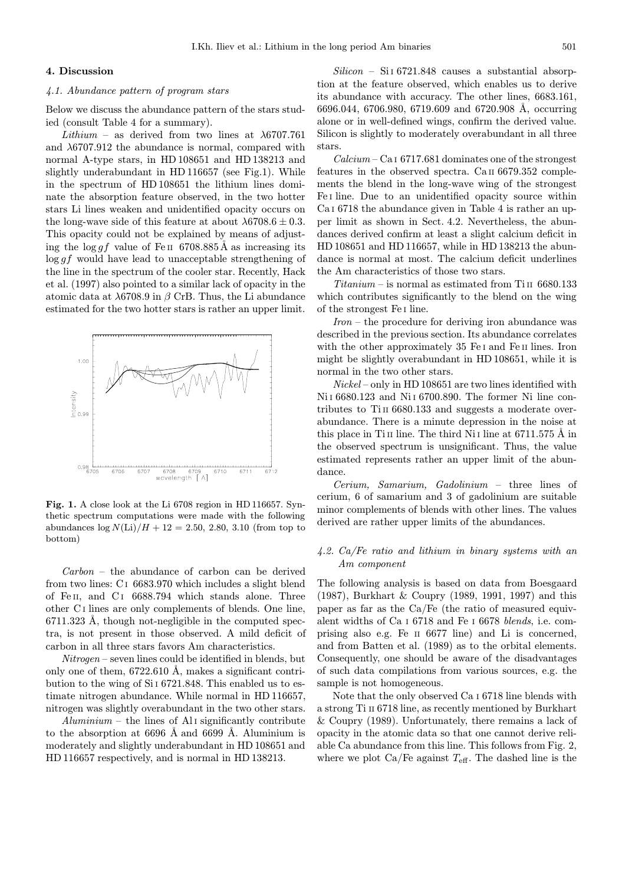## 4. Discussion

### 4.1. Abundance pattern of program stars

Below we discuss the abundance pattern of the stars studied (consult Table 4 for a summary).

*Lithium* – as derived from two lines at $\lambda$6707.761 and $\lambda$6707.912 the abundance is normal, compared with normal A-type stars, in HD 108651 and HD 138213 and slightly underabundant in HD 116657 (see Fig.1). While in the spectrum of HD 108651 the lithium lines dominate the absorption feature observed, in the two hotter stars Li lines weaken and unidentified opacity occurs on the long-wave side of this feature at about $\lambda 6708.6 \pm 0.3$. This opacity could not be explained by means of adjusting the $\log gf$ value of Fe II 6708.885 Å as increasing its $\log gf$ would have lead to unacceptable strengthening of the line in the spectrum of the cooler star. Recently, Hack et al. (1997) also pointed to a similar lack of opacity in the atomic data at $\lambda$6708.9 in $\beta$ CrB. Thus, the Li abundance estimated for the two hotter stars is rather an upper limit.

**Fig. 1.** A close look at the Li 6708 region in HD 116657. Synthetic spectrum computations were made with the following abundances $\log N(\mathrm{Li})/H + 12 = 2.50$, 2.80, 3.10 (from top to bottom)

*Carbon* – the abundance of carbon can be derived from two lines: C I 6683.970 which includes a slight blend of Fe II, and C I 6688.794 which stands alone. Three other C I lines are only complements of blends. One line, 6711.323 Å, though not-negligible in the computed spectra, is not present in those observed. A mild deficit of carbon in all three stars favors Am characteristics.

*Nitrogen* – seven lines could be identified in blends, but only one of them, 6722.610 Å, makes a significant contribution to the wing of Si I 6721.848. This enabled us to estimate nitrogen abundance. While normal in HD 116657, nitrogen was slightly overabundant in the two other stars.

*Aluminium* – the lines of Al I significantly contribute to the absorption at 6696 Å and 6699 Å. Aluminium is moderately and slightly underabundant in HD 108651 and HD 116657 respectively, and is normal in HD 138213.

*Silicon* – Si I 6721.848 causes a substantial absorption at the feature observed, which enables us to derive its abundance with accuracy. The other lines, 6683.161, 6696.044, 6706.980, 6719.609 and 6720.908 Å, occurring alone or in well-defined wings, confirm the derived value. Silicon is slightly to moderately overabundant in all three stars.

*Calcium* – Ca I 6717.681 dominates one of the strongest features in the observed spectra. Ca II 6679.352 complements the blend in the long-wave wing of the strongest Fe I line. Due to an unidentified opacity source within Ca I 6718 the abundance given in Table 4 is rather an upper limit as shown in Sect. 4.2. Nevertheless, the abundances derived confirm at least a slight calcium deficit in HD 108651 and HD 116657, while in HD 138213 the abundance is normal at most. The calcium deficit underlines the Am characteristics of those two stars.

*Titanium* – is normal as estimated from Ti II 6680.133 which contributes significantly to the blend on the wing of the strongest Fe I line.

*Iron* – the procedure for deriving iron abundance was described in the previous section. Its abundance correlates with the other approximately 35 Fe I and Fe II lines. Iron might be slightly overabundant in HD 108651, while it is normal in the two other stars.

*Nickel* – only in HD 108651 are two lines identified with Ni I 6680.123 and Ni I 6700.890. The former Ni line contributes to Ti II 6680.133 and suggests a moderate overabundance. There is a minute depression in the noise at this place in Ti II line. The third Ni I line at 6711.575 Å in the observed spectrum is unsignificant. Thus, the value estimated represents rather an upper limit of the abundance.

*Cerium, Samarium, Gadolinium* – three lines of cerium, 6 of samarium and 3 of gadolinium are suitable minor complements of blends with other lines. The values derived are rather upper limits of the abundances.

### 4.2. Ca/Fe ratio and lithium in binary systems with an Am component

The following analysis is based on data from Boesgaard (1987), Burkhart & Coupry (1989, 1991, 1997) and this paper as far as the Ca/Fe (the ratio of measured equivalent widths of Ca I 6718 and Fe I 6678 *blends*, i.e. comprising also e.g. Fe II 6677 line) and Li is concerned, and from Batten et al. (1989) as to the orbital elements. Consequently, one should be aware of the disadvantages of such data compilations from various sources, e.g. the sample is not homogeneous.

Note that the only observed Ca I 6718 line blends with a strong Ti II 6718 line, as recently mentioned by Burkhart & Coupry (1989). Unfortunately, there remains a lack of opacity in the atomic data so that one cannot derive reliable Ca abundance from this line. This follows from Fig. 2, where we plot Ca/Fe against $T_{\mathrm{eff}}$. The dashed line is the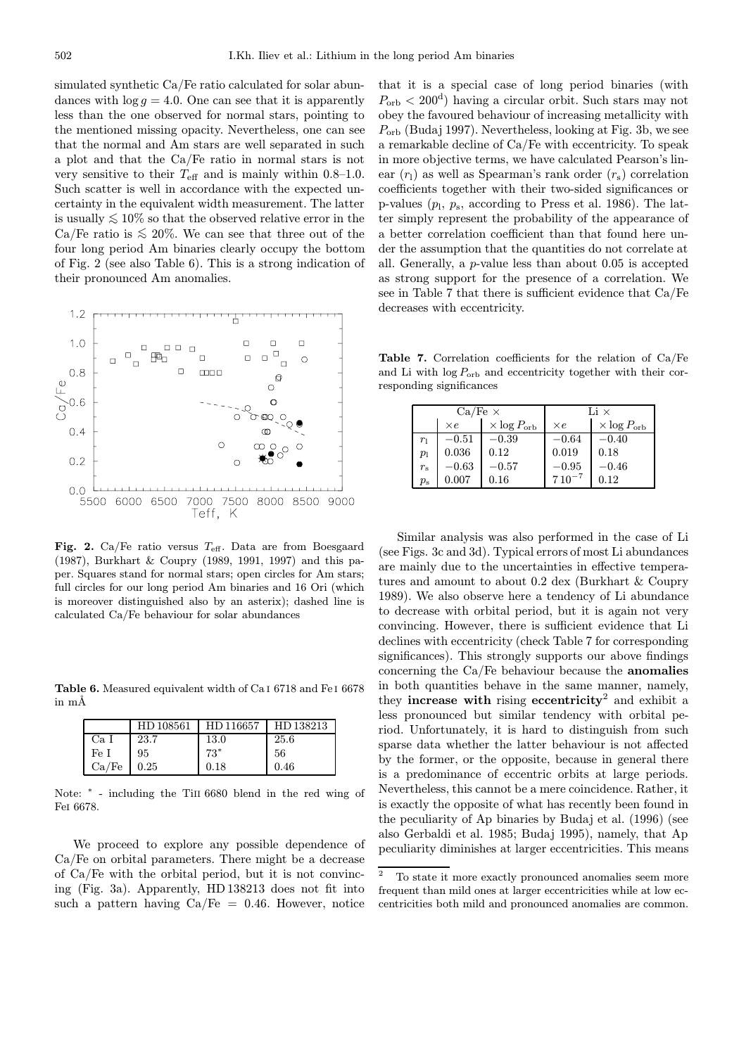simulated synthetic Ca/Fe ratio calculated for solar abundances with $\log g = 4.0$. One can see that it is apparently less than the one observed for normal stars, pointing to the mentioned missing opacity. Nevertheless, one can see that the normal and Am stars are well separated in such a plot and that the Ca/Fe ratio in normal stars is not very sensitive to their $T_{\rm eff}$ and is mainly within 0.8–1.0. Such scatter is well in accordance with the expected uncertainty in the equivalent width measurement. The latter is usually $\lesssim 10\%$ so that the observed relative error in the Ca/Fe ratio is $\lesssim 20\%$. We can see that three out of the four long period Am binaries clearly occupy the bottom of Fig. 2 (see also Table 6). This is a strong indication of their pronounced Am anomalies.

**Fig. 2.** Ca/Fe ratio versus $T_{\rm eff}$. Data are from Boesgaard (1987), Burkhart & Coupry (1989, 1991, 1997) and this paper. Squares stand for normal stars; open circles for Am stars; full circles for our long period Am binaries and 16 Ori (which is moreover distinguished also by an asterix); dashed line is calculated Ca/Fe behaviour for solar abundances

**Table 6.** Measured equivalent width of Ca I 6718 and Fe I 6678 in mÅ

| | HD 108561 | HD 116657 | HD 138213 |
|---|---|---|---|
| Ca I | 23.7 | 13.0 | 25.6 |
| Fe I | 95 | 73* | 56 |
| Ca/Fe | 0.25 | 0.18 | 0.46 |

Note: * - including the Ti II 6680 blend in the red wing of Fe I 6678.

We proceed to explore any possible dependence of Ca/Fe on orbital parameters. There might be a decrease of Ca/Fe with the orbital period, but it is not convincing (Fig. 3a). Apparently, HD 138213 does not fit into such a pattern having Ca/Fe = 0.46. However, notice that it is a special case of long period binaries (with $P_{\rm orb} < 200^{\rm d}$) having a circular orbit. Such stars may not obey the favoured behaviour of increasing metallicity with $P_{\rm orb}$ (Budaj 1997). Nevertheless, looking at Fig. 3b, we see a remarkable decline of Ca/Fe with eccentricity. To speak in more objective terms, we have calculated Pearson's linear ($r_{\rm l}$) as well as Spearman's rank order ($r_{\rm s}$) correlation coefficients together with their two-sided significances or p-values ($p_{\rm l}$, $p_{\rm s}$, according to Press et al. 1986). The latter simply represent the probability of the appearance of a better correlation coefficient than that found here under the assumption that the quantities do not correlate at all. Generally, a $p$-value less than about 0.05 is accepted as strong support for the presence of a correlation. We see in Table 7 that there is sufficient evidence that Ca/Fe decreases with eccentricity.

**Table 7.** Correlation coefficients for the relation of Ca/Fe and Li with $\log P_{\rm orb}$ and eccentricity together with their corresponding significances

| | Ca/Fe × | | Li × | |
|---|---|---|---|---|
| | $\times e$ | $\times \log P_{\rm orb}$ | $\times e$ | $\times \log P_{\rm orb}$ |
| $r_{\rm l}$ | −0.51 | −0.39 | −0.64 | −0.40 |
| $p_{\rm l}$ | 0.036 | 0.12 | 0.019 | 0.18 |
| $r_{\rm s}$ | −0.63 | −0.57 | −0.95 | −0.46 |
| $p_{\rm s}$ | 0.007 | 0.16 | $7\,10^{-7}$ | 0.12 |

Similar analysis was also performed in the case of Li (see Figs. 3c and 3d). Typical errors of most Li abundances are mainly due to the uncertainties in effective temperatures and amount to about 0.2 dex (Burkhart & Coupry 1989). We also observe here a tendency of Li abundance to decrease with orbital period, but it is again not very convincing. However, there is sufficient evidence that Li declines with eccentricity (check Table 7 for corresponding significances). This strongly supports our above findings concerning the Ca/Fe behaviour because the **anomalies** in both quantities behave in the same manner, namely, they **increase with** rising **eccentricity**[2] and exhibit a less pronounced but similar tendency with orbital period. Unfortunately, it is hard to distinguish from such sparse data whether the latter behaviour is not affected by the former, or the opposite, because in general there is a predominance of eccentric orbits at large periods. Nevertheless, this cannot be a mere coincidence. Rather, it is exactly the opposite of what has recently been found in the peculiarity of Ap binaries by Budaj et al. (1996) (see also Gerbaldi et al. 1985; Budaj 1995), namely, that Ap peculiarity diminishes at larger eccentricities. This means

[2] To state it more exactly pronounced anomalies seem more frequent than mild ones at larger eccentricities while at low eccentricities both mild and pronounced anomalies are common.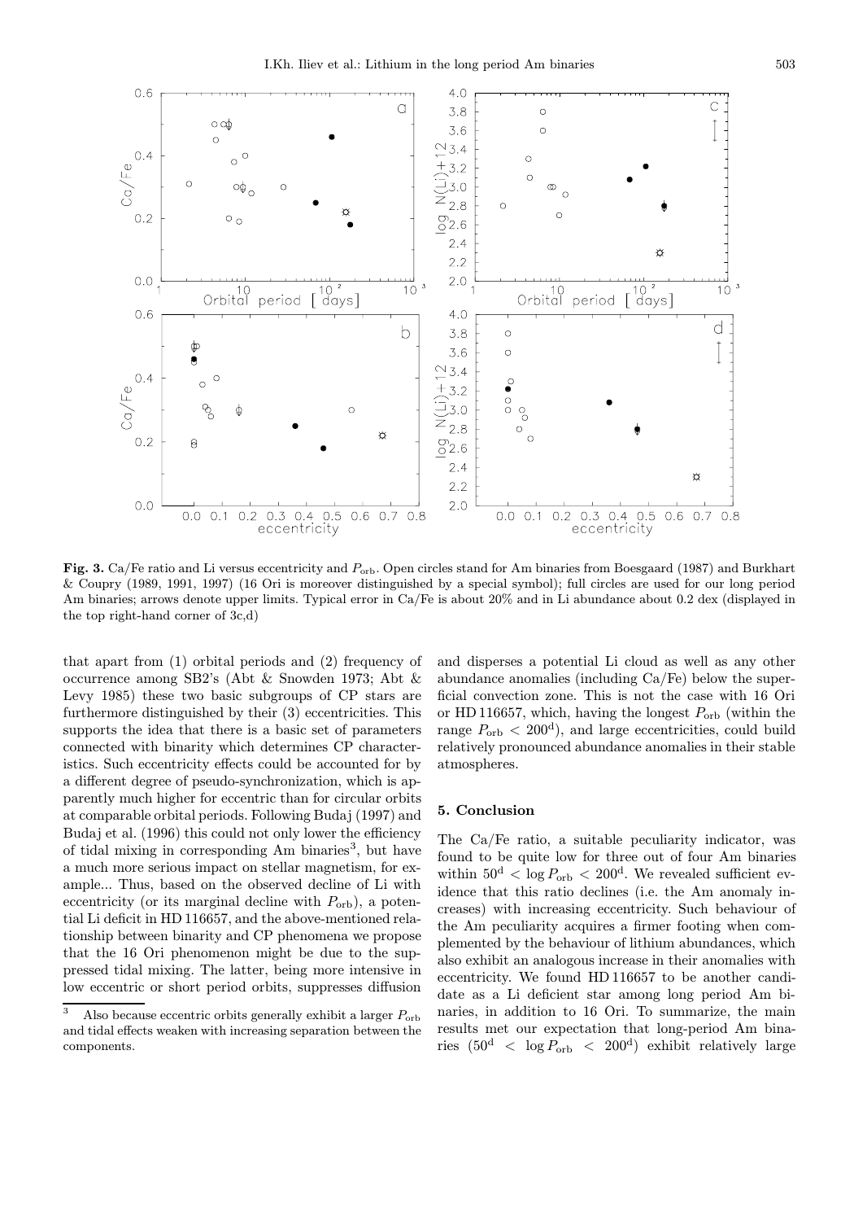**Fig. 3.** Ca/Fe ratio and Li versus eccentricity and $P_{\rm orb}$. Open circles stand for Am binaries from Boesgaard (1987) and Burkhart & Coupry (1989, 1991, 1997) (16 Ori is moreover distinguished by a special symbol); full circles are used for our long period Am binaries; arrows denote upper limits. Typical error in Ca/Fe is about 20% and in Li abundance about 0.2 dex (displayed in the top right-hand corner of 3c,d)

that apart from (1) orbital periods and (2) frequency of occurrence among SB2's (Abt & Snowden 1973; Abt & Levy 1985) these two basic subgroups of CP stars are furthermore distinguished by their (3) eccentricities. This supports the idea that there is a basic set of parameters connected with binarity which determines CP characteristics. Such eccentricity effects could be accounted for by a different degree of pseudo-synchronization, which is apparently much higher for eccentric than for circular orbits at comparable orbital periods. Following Budaj (1997) and Budaj et al. (1996) this could not only lower the efficiency of tidal mixing in corresponding Am binaries[3], but have a much more serious impact on stellar magnetism, for example... Thus, based on the observed decline of Li with eccentricity (or its marginal decline with $P_{\rm orb}$), a potential Li deficit in HD 116657, and the above-mentioned relationship between binarity and CP phenomena we propose that the 16 Ori phenomenon might be due to the suppressed tidal mixing. The latter, being more intensive in low eccentric or short period orbits, suppresses diffusion and disperses a potential Li cloud as well as any other abundance anomalies (including Ca/Fe) below the superficial convection zone. This is not the case with 16 Ori or HD 116657, which, having the longest $P_{\rm orb}$ (within the range $P_{\rm orb} < 200^{\rm d}$), and large eccentricities, could build relatively pronounced abundance anomalies in their stable atmospheres.

[3] Also because eccentric orbits generally exhibit a larger $P_{\rm orb}$ and tidal effects weaken with increasing separation between the components.

## 5. Conclusion

The Ca/Fe ratio, a suitable peculiarity indicator, was found to be quite low for three out of four Am binaries within $50^{\rm d} < \log P_{\rm orb} < 200^{\rm d}$. We revealed sufficient evidence that this ratio declines (i.e. the Am anomaly increases) with increasing eccentricity. Such behaviour of the Am peculiarity acquires a firmer footing when complemented by the behaviour of lithium abundances, which also exhibit an analogous increase in their anomalies with eccentricity. We found HD 116657 to be another candidate as a Li deficient star among long period Am binaries, in addition to 16 Ori. To summarize, the main results met our expectation that long-period Am binaries ($50^{\rm d} < \log P_{\rm orb} < 200^{\rm d}$) exhibit relatively large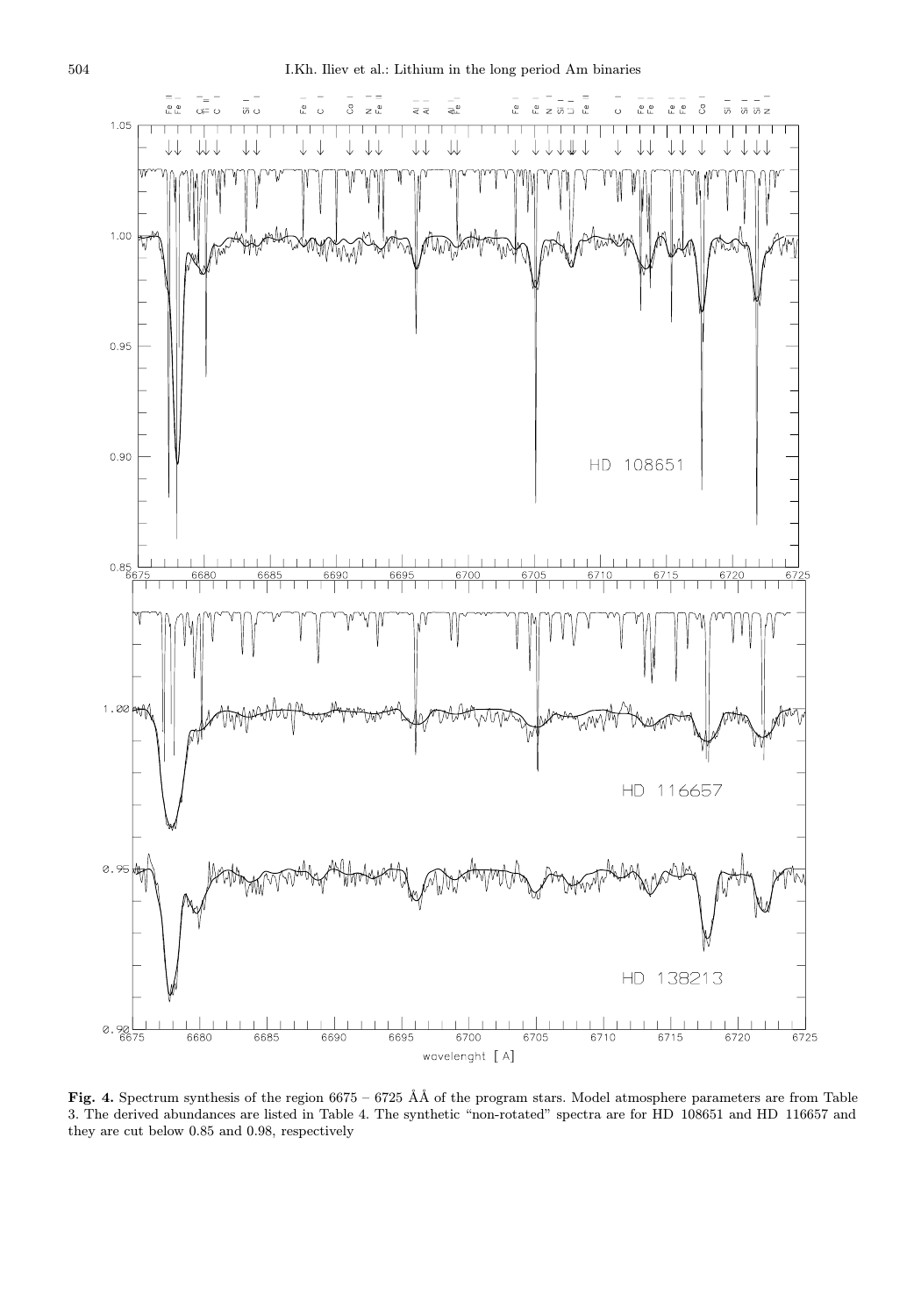**Fig. 4.** Spectrum synthesis of the region 6675 – 6725 ÅÅ of the program stars. Model atmosphere parameters are from Table 3. The derived abundances are listed in Table 4. The synthetic "non-rotated" spectra are for HD 108651 and HD 116657 and they are cut below 0.85 and 0.98, respectively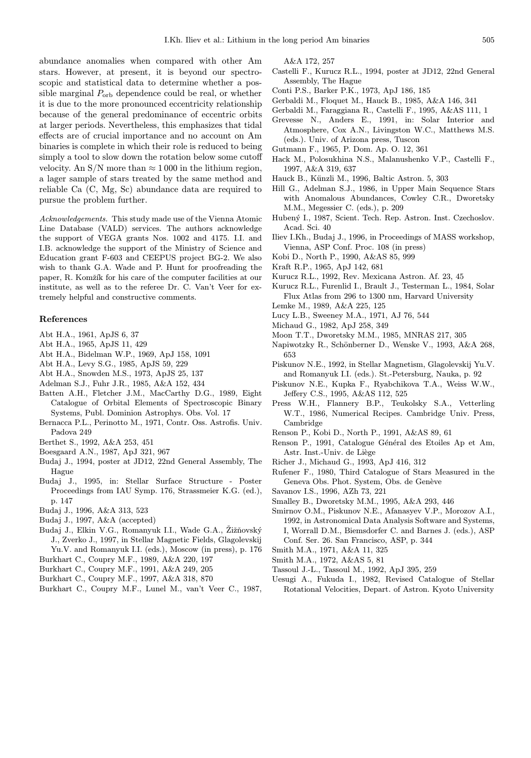abundance anomalies when compared with other Am stars. However, at present, it is beyond our spectroscopic and statistical data to determine whether a possible marginal $P_{\rm orb}$ dependence could be real, or whether it is due to the more pronounced eccentricity relationship because of the general predominance of eccentric orbits at larger periods. Nevertheless, this emphasizes that tidal effects are of crucial importance and no account on Am binaries is complete in which their role is reduced to being simply a tool to slow down the rotation below some cutoff velocity. An S/N more than $\approx 1\,000$ in the lithium region, a lager sample of stars treated by the same method and reliable Ca (C, Mg, Sc) abundance data are required to pursue the problem further.

*Acknowledgements.* This study made use of the Vienna Atomic Line Database (VALD) services. The authors acknowledge the support of VEGA grants Nos. 1002 and 4175. I.I. and I.B. acknowledge the support of the Ministry of Science and Education grant F-603 and CEEPUS project BG-2. We also wish to thank G.A. Wade and P. Hunt for proofreading the paper, R. Komžík for his care of the computer facilities at our institute, as well as to the referee Dr. C. Van't Veer for extremely helpful and constructive comments.

## References

- Abt H.A., 1961, ApJS 6, 37
- Abt H.A., 1965, ApJS 11, 429
- Abt H.A., Bidelman W.P., 1969, ApJ 158, 1091
- Abt H.A., Levy S.G., 1985, ApJS 59, 229
- Abt H.A., Snowden M.S., 1973, ApJS 25, 137
- Adelman S.J., Fuhr J.R., 1985, A&A 152, 434
- Batten A.H., Fletcher J.M., MacCarthy D.G., 1989, Eight Catalogue of Orbital Elements of Spectroscopic Binary Systems, Publ. Dominion Astrophys. Obs. Vol. 17
- Bernacca P.L., Perinotto M., 1971, Contr. Oss. Astrofis. Univ. Padova 249
- Berthet S., 1992, A&A 253, 451
- Boesgaard A.N., 1987, ApJ 321, 967
- Budaj J., 1994, poster at JD12, 22nd General Assembly, The Hague
- Budaj J., 1995, in: Stellar Surface Structure - Poster Proceedings from IAU Symp. 176, Strassmeier K.G. (ed.), p. 147
- Budaj J., 1996, A&A 313, 523
- Budaj J., 1997, A&A (accepted)
- Budaj J., Elkin V.G., Romanyuk I.I., Wade G.A., Žižňovský J., Zverko J., 1997, in Stellar Magnetic Fields, Glagolevskij Yu.V. and Romanyuk I.I. (eds.), Moscow (in press), p. 176
- Burkhart C., Coupry M.F., 1989, A&A 220, 197
- Burkhart C., Coupry M.F., 1991, A&A 249, 205
- Burkhart C., Coupry M.F., 1997, A&A 318, 870
- Burkhart C., Coupry M.F., Lunel M., van't Veer C., 1987, A&A 172, 257
- Castelli F., Kurucz R.L., 1994, poster at JD12, 22nd General Assembly, The Hague
- Conti P.S., Barker P.K., 1973, ApJ 186, 185
- Gerbaldi M., Floquet M., Hauck B., 1985, A&A 146, 341
- Gerbaldi M., Faraggiana R., Castelli F., 1995, A&AS 111, 1
- Grevesse N., Anders E., 1991, in: Solar Interior and Atmosphere, Cox A.N., Livingston W.C., Matthews M.S. (eds.). Univ. of Arizona press, Tuscon
- Gutmann F., 1965, P. Dom. Ap. O. 12, 361
- Hack M., Polosukhina N.S., Malanushenko V.P., Castelli F., 1997, A&A 319, 637
- Hauck B., Künzli M., 1996, Baltic Astron. 5, 303
- Hill G., Adelman S.J., 1986, in Upper Main Sequence Stars with Anomalous Abundances, Cowley C.R., Dworetsky M.M., Megessier C. (eds.), p. 209
- Hubený I., 1987, Scient. Tech. Rep. Astron. Inst. Czechoslov. Acad. Sci. 40
- Iliev I.Kh., Budaj J., 1996, in Proceedings of MASS workshop, Vienna, ASP Conf. Proc. 108 (in press)
- Kobi D., North P., 1990, A&AS 85, 999
- Kraft R.P., 1965, ApJ 142, 681
- Kurucz R.L., 1992, Rev. Mexicana Astron. Af. 23, 45
- Kurucz R.L., Furenlid I., Brault J., Testerman L., 1984, Solar Flux Atlas from 296 to 1300 nm, Harvard University
- Lemke M., 1989, A&A 225, 125
- Lucy L.B., Sweeney M.A., 1971, AJ 76, 544
- Michaud G., 1982, ApJ 258, 349
- Moon T.T., Dworetsky M.M., 1985, MNRAS 217, 305
- Napiwotzky R., Schönberner D., Wenske V., 1993, A&A 268, 653
- Piskunov N.E., 1992, in Stellar Magnetism, Glagolevskij Yu.V. and Romanyuk I.I. (eds.). St.-Petersburg, Nauka, p. 92
- Piskunov N.E., Kupka F., Ryabchikova T.A., Weiss W.W., Jeffery C.S., 1995, A&AS 112, 525
- Press W.H., Flannery B.P., Teukolsky S.A., Vetterling W.T., 1986, Numerical Recipes. Cambridge Univ. Press, Cambridge
- Renson P., Kobi D., North P., 1991, A&AS 89, 61
- Renson P., 1991, Catalogue Général des Etoiles Ap et Am, Astr. Inst.-Univ. de Liège
- Richer J., Michaud G., 1993, ApJ 416, 312
- Rufener F., 1980, Third Catalogue of Stars Measured in the Geneva Obs. Phot. System, Obs. de Genève
- Savanov I.S., 1996, AZh 73, 221
- Smalley B., Dworetsky M.M., 1995, A&A 293, 446
- Smirnov O.M., Piskunov N.E., Afanasyev V.P., Morozov A.I., 1992, in Astronomical Data Analysis Software and Systems, I, Worrall D.M., Biemsdorfer C. and Barnes J. (eds.), ASP Conf. Ser. 26. San Francisco, ASP, p. 344
- Smith M.A., 1971, A&A 11, 325
- Smith M.A., 1972, A&AS 5, 81
- Tassoul J.-L., Tassoul M., 1992, ApJ 395, 259
- Uesugi A., Fukuda I., 1982, Revised Catalogue of Stellar Rotational Velocities, Depart. of Astron. Kyoto University